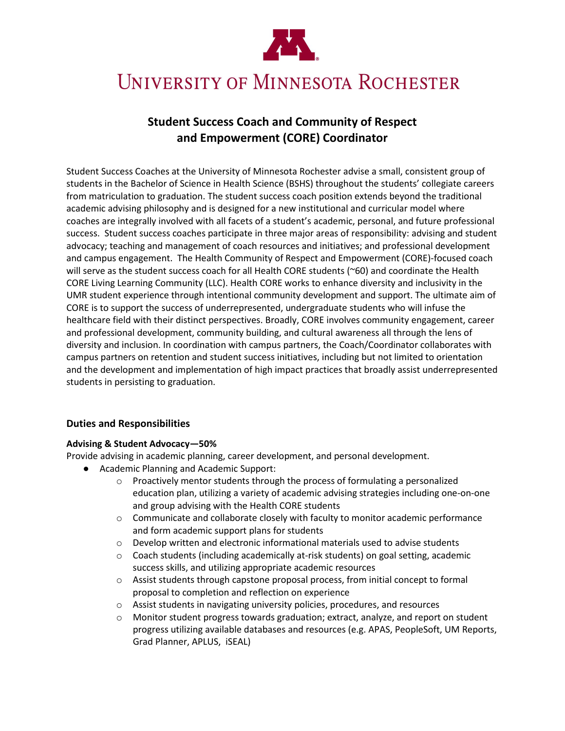# University of Minnesota Rochester

## Student Success Coach and Community of Respect and Empowerment (CORE) Coordinator

Student Success Coaches at the University of Minnesota Rochester advise a small, consistent group of students in the Bachelor of Science in Health Science (BSHS) throughout the students' collegiate careers from matriculation to graduation. The student success coach position extends beyond the traditional academic advising philosophy and is designed for a new institutional and curricular model where coaches are integrally involved with all facets of a student's academic, personal, and future professional success. Student success coaches participate in three major areas of responsibility: advising and student advocacy; teaching and management of coach resources and initiatives; and professional development and campus engagement. The Health Community of Respect and Empowerment (CORE)-focused coach will serve as the student success coach for all Health CORE students (~60) and coordinate the Health CORE Living Learning Community (LLC). Health CORE works to enhance diversity and inclusivity in the UMR student experience through intentional community development and support. The ultimate aim of CORE is to support the success of underrepresented, undergraduate students who will infuse the healthcare field with their distinct perspectives. Broadly, CORE involves community engagement, career and professional development, community building, and cultural awareness all through the lens of diversity and inclusion. In coordination with campus partners, the Coach/Coordinator collaborates with campus partners on retention and student success initiatives, including but not limited to orientation and the development and implementation of high impact practices that broadly assist underrepresented students in persisting to graduation.

### Duties and Responsibilities

**Advising & Student Advocacy—50%**

Provide advising in academic planning, career development, and personal development.

- Academic Planning and Academic Support:
  - Proactively mentor students through the process of formulating a personalized education plan, utilizing a variety of academic advising strategies including one-on-one and group advising with the Health CORE students
  - Communicate and collaborate closely with faculty to monitor academic performance and form academic support plans for students
  - Develop written and electronic informational materials used to advise students
  - Coach students (including academically at-risk students) on goal setting, academic success skills, and utilizing appropriate academic resources
  - Assist students through capstone proposal process, from initial concept to formal proposal to completion and reflection on experience
  - Assist students in navigating university policies, procedures, and resources
  - Monitor student progress towards graduation; extract, analyze, and report on student progress utilizing available databases and resources (e.g. APAS, PeopleSoft, UM Reports, Grad Planner, APLUS, iSEAL)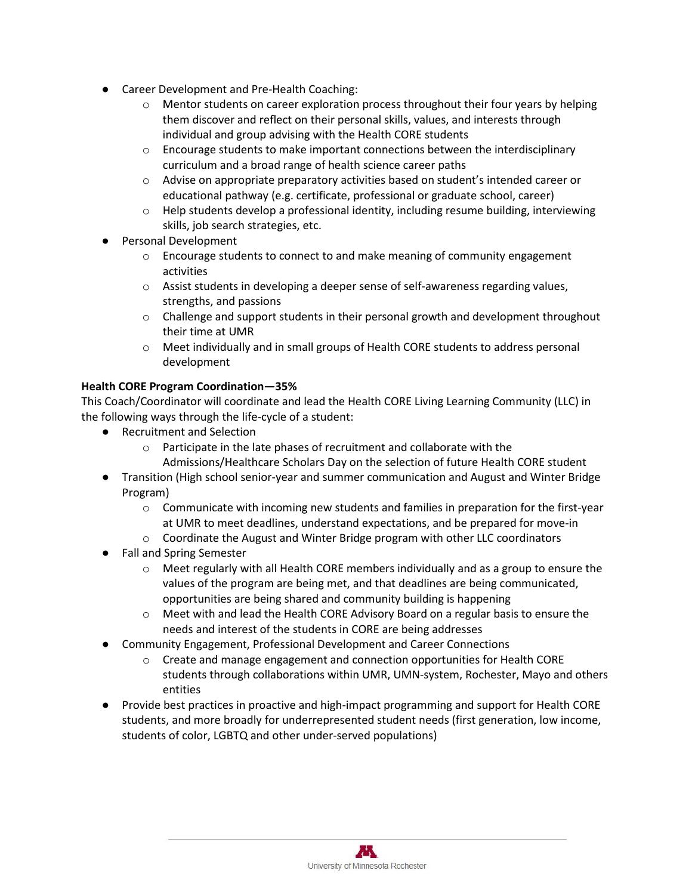- Career Development and Pre-Health Coaching:
  - Mentor students on career exploration process throughout their four years by helping them discover and reflect on their personal skills, values, and interests through individual and group advising with the Health CORE students
  - Encourage students to make important connections between the interdisciplinary curriculum and a broad range of health science career paths
  - Advise on appropriate preparatory activities based on student's intended career or educational pathway (e.g. certificate, professional or graduate school, career)
  - Help students develop a professional identity, including resume building, interviewing skills, job search strategies, etc.
- Personal Development
  - Encourage students to connect to and make meaning of community engagement activities
  - Assist students in developing a deeper sense of self-awareness regarding values, strengths, and passions
  - Challenge and support students in their personal growth and development throughout their time at UMR
  - Meet individually and in small groups of Health CORE students to address personal development

**Health CORE Program Coordination—35%**

This Coach/Coordinator will coordinate and lead the Health CORE Living Learning Community (LLC) in the following ways through the life-cycle of a student:

- Recruitment and Selection
  - Participate in the late phases of recruitment and collaborate with the Admissions/Healthcare Scholars Day on the selection of future Health CORE student
- Transition (High school senior-year and summer communication and August and Winter Bridge Program)
  - Communicate with incoming new students and families in preparation for the first-year at UMR to meet deadlines, understand expectations, and be prepared for move-in
  - Coordinate the August and Winter Bridge program with other LLC coordinators
- Fall and Spring Semester
  - Meet regularly with all Health CORE members individually and as a group to ensure the values of the program are being met, and that deadlines are being communicated, opportunities are being shared and community building is happening
  - Meet with and lead the Health CORE Advisory Board on a regular basis to ensure the needs and interest of the students in CORE are being addresses
- Community Engagement, Professional Development and Career Connections
  - Create and manage engagement and connection opportunities for Health CORE students through collaborations within UMR, UMN-system, Rochester, Mayo and others entities
- Provide best practices in proactive and high-impact programming and support for Health CORE students, and more broadly for underrepresented student needs (first generation, low income, students of color, LGBTQ and other under-served populations)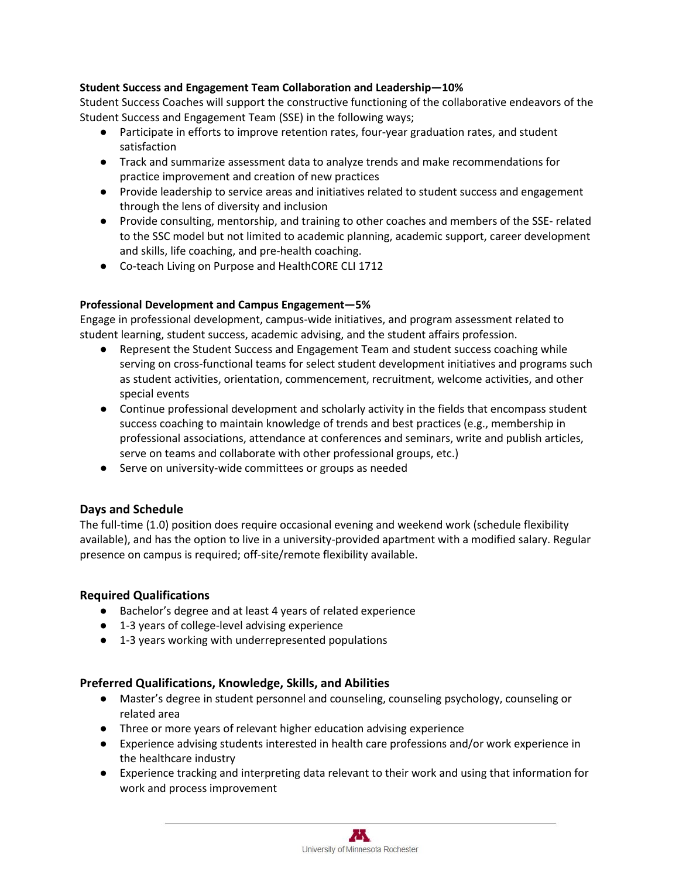**Student Success and Engagement Team Collaboration and Leadership—10%**

Student Success Coaches will support the constructive functioning of the collaborative endeavors of the Student Success and Engagement Team (SSE) in the following ways;

- Participate in efforts to improve retention rates, four-year graduation rates, and student satisfaction
- Track and summarize assessment data to analyze trends and make recommendations for practice improvement and creation of new practices
- Provide leadership to service areas and initiatives related to student success and engagement through the lens of diversity and inclusion
- Provide consulting, mentorship, and training to other coaches and members of the SSE- related to the SSC model but not limited to academic planning, academic support, career development and skills, life coaching, and pre-health coaching.
- Co-teach Living on Purpose and HealthCORE CLI 1712

**Professional Development and Campus Engagement—5%**

Engage in professional development, campus-wide initiatives, and program assessment related to student learning, student success, academic advising, and the student affairs profession.

- Represent the Student Success and Engagement Team and student success coaching while serving on cross-functional teams for select student development initiatives and programs such as student activities, orientation, commencement, recruitment, welcome activities, and other special events
- Continue professional development and scholarly activity in the fields that encompass student success coaching to maintain knowledge of trends and best practices (e.g., membership in professional associations, attendance at conferences and seminars, write and publish articles, serve on teams and collaborate with other professional groups, etc.)
- Serve on university-wide committees or groups as needed

## Days and Schedule

The full-time (1.0) position does require occasional evening and weekend work (schedule flexibility available), and has the option to live in a university-provided apartment with a modified salary. Regular presence on campus is required; off-site/remote flexibility available.

## Required Qualifications

- Bachelor's degree and at least 4 years of related experience
- 1-3 years of college-level advising experience
- 1-3 years working with underrepresented populations

## Preferred Qualifications, Knowledge, Skills, and Abilities

- Master's degree in student personnel and counseling, counseling psychology, counseling or related area
- Three or more years of relevant higher education advising experience
- Experience advising students interested in health care professions and/or work experience in the healthcare industry
- Experience tracking and interpreting data relevant to their work and using that information for work and process improvement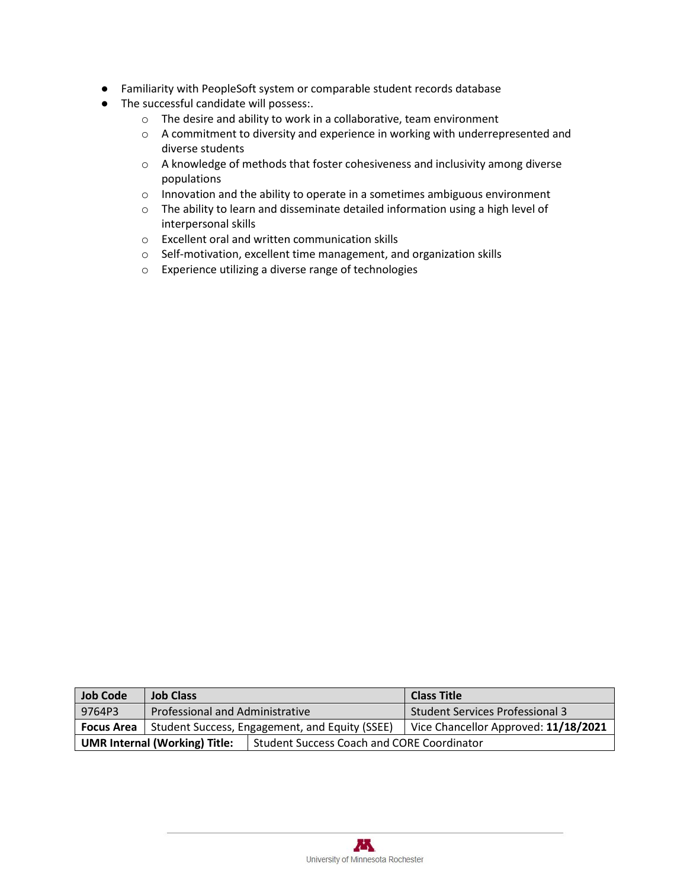- Familiarity with PeopleSoft system or comparable student records database
- The successful candidate will possess:.
    - The desire and ability to work in a collaborative, team environment
    - A commitment to diversity and experience in working with underrepresented and diverse students
    - A knowledge of methods that foster cohesiveness and inclusivity among diverse populations
    - Innovation and the ability to operate in a sometimes ambiguous environment
    - The ability to learn and disseminate detailed information using a high level of interpersonal skills
    - Excellent oral and written communication skills
    - Self-motivation, excellent time management, and organization skills
    - Experience utilizing a diverse range of technologies

| **Job Code** | **Job Class** | **Class Title** |
|---|---|---|
| 9764P3 | Professional and Administrative | Student Services Professional 3 |
| **Focus Area** | Student Success, Engagement, and Equity (SSEE) | Vice Chancellor Approved: **11/18/2021** |
| **UMR Internal (Working) Title:** | Student Success Coach and CORE Coordinator | |